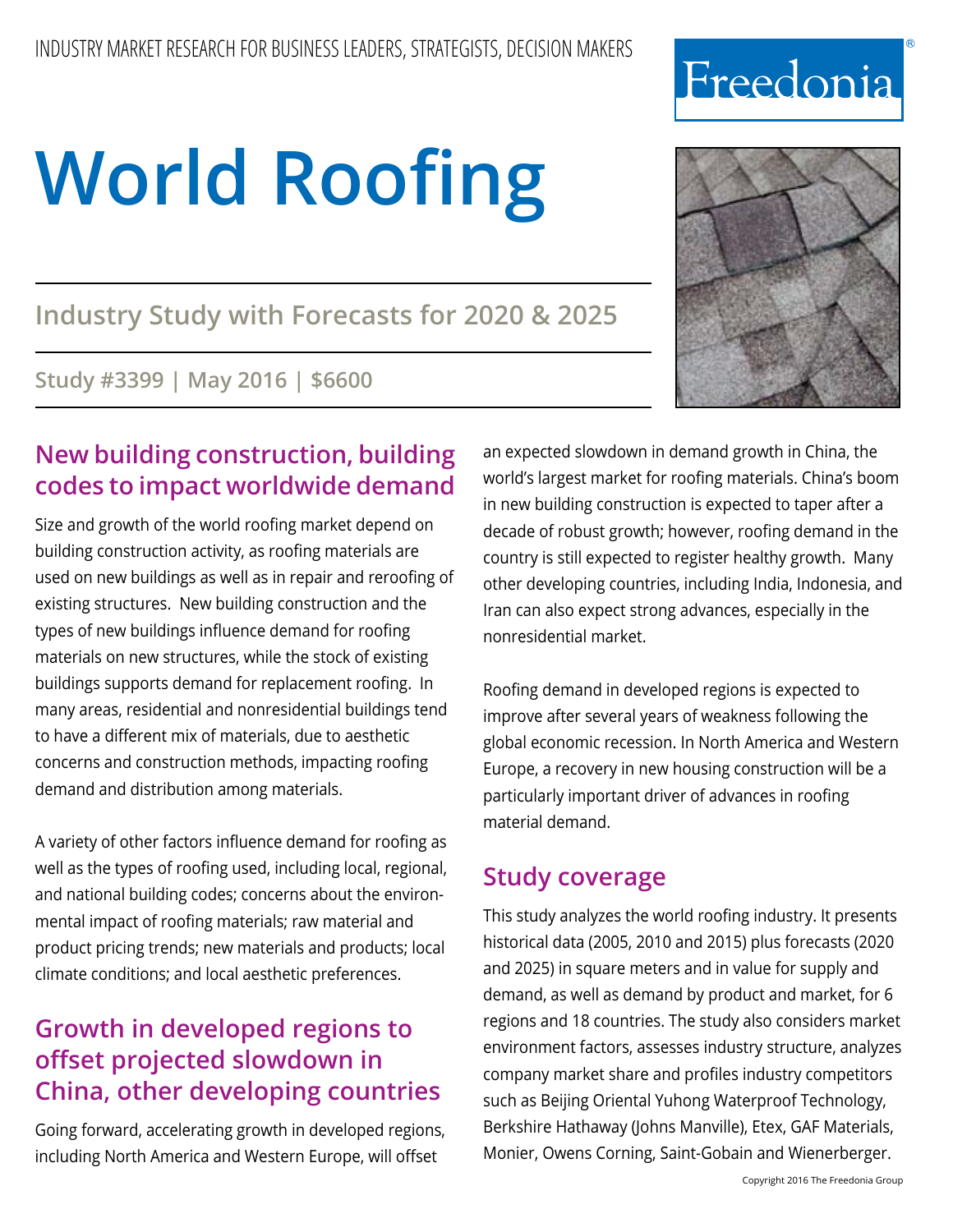INDUSTRY MARKET RESEARCH FOR BUSINESS LEADERS, STRATEGISTS, DECISION MAKERS

Freedonia®

# World Roofing

## Industry Study with Forecasts for 2020 & 2025

**Study #3399 | May 2016 | $6600**

## New building construction, building codes to impact worldwide demand

Size and growth of the world roofing market depend on building construction activity, as roofing materials are used on new buildings as well as in repair and reroofing of existing structures. New building construction and the types of new buildings influence demand for roofing materials on new structures, while the stock of existing buildings supports demand for replacement roofing. In many areas, residential and nonresidential buildings tend to have a different mix of materials, due to aesthetic concerns and construction methods, impacting roofing demand and distribution among materials.

A variety of other factors influence demand for roofing as well as the types of roofing used, including local, regional, and national building codes; concerns about the environmental impact of roofing materials; raw material and product pricing trends; new materials and products; local climate conditions; and local aesthetic preferences.

## Growth in developed regions to offset projected slowdown in China, other developing countries

Going forward, accelerating growth in developed regions, including North America and Western Europe, will offset an expected slowdown in demand growth in China, the world's largest market for roofing materials. China's boom in new building construction is expected to taper after a decade of robust growth; however, roofing demand in the country is still expected to register healthy growth. Many other developing countries, including India, Indonesia, and Iran can also expect strong advances, especially in the nonresidential market.

Roofing demand in developed regions is expected to improve after several years of weakness following the global economic recession. In North America and Western Europe, a recovery in new housing construction will be a particularly important driver of advances in roofing material demand.

## Study coverage

This study analyzes the world roofing industry. It presents historical data (2005, 2010 and 2015) plus forecasts (2020 and 2025) in square meters and in value for supply and demand, as well as demand by product and market, for 6 regions and 18 countries. The study also considers market environment factors, assesses industry structure, analyzes company market share and profiles industry competitors such as Beijing Oriental Yuhong Waterproof Technology, Berkshire Hathaway (Johns Manville), Etex, GAF Materials, Monier, Owens Corning, Saint-Gobain and Wienerberger.

Copyright 2016 The Freedonia Group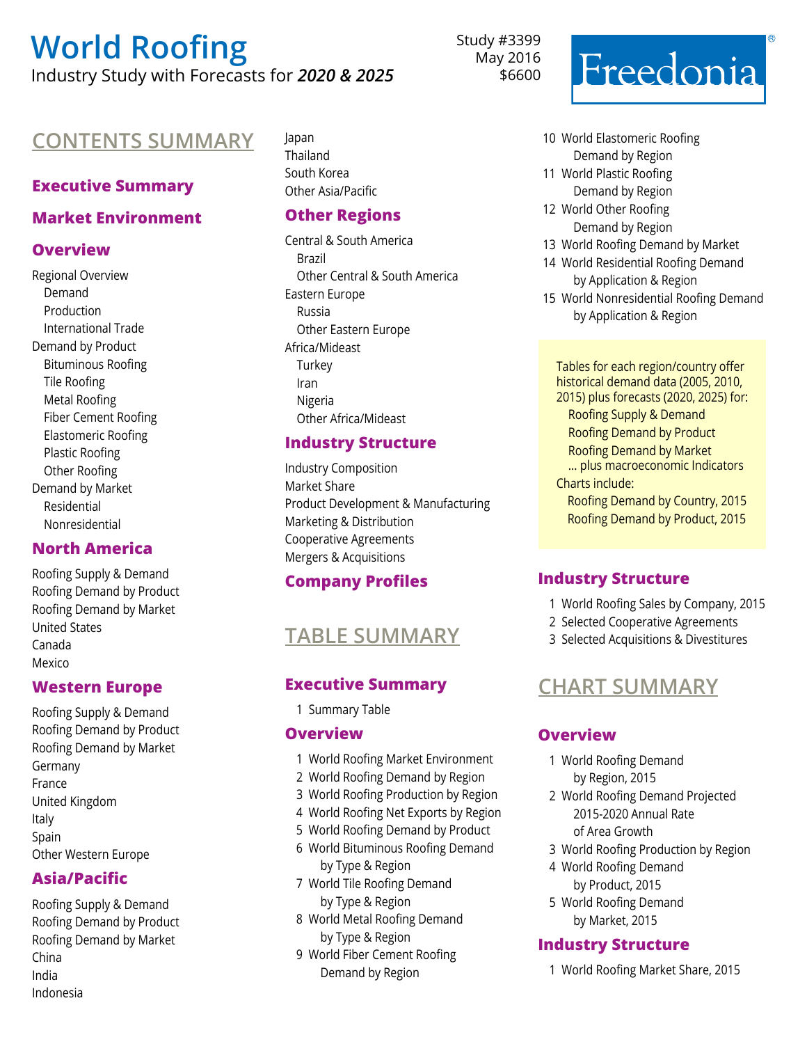# World Roofing

Industry Study with Forecasts for ***2020 & 2025***

Study #3399
May 2016
$6600

Freedonia®

## CONTENTS SUMMARY

### Executive Summary

### Market Environment

### Overview

- Regional Overview
  - Demand
  - Production
  - International Trade
- Demand by Product
  - Bituminous Roofing
  - Tile Roofing
  - Metal Roofing
  - Fiber Cement Roofing
  - Elastomeric Roofing
  - Plastic Roofing
  - Other Roofing
- Demand by Market
  - Residential
  - Nonresidential

### North America

- Roofing Supply & Demand
- Roofing Demand by Product
- Roofing Demand by Market
- United States
- Canada
- Mexico

### Western Europe

- Roofing Supply & Demand
- Roofing Demand by Product
- Roofing Demand by Market
- Germany
- France
- United Kingdom
- Italy
- Spain
- Other Western Europe

### Asia/Pacific

- Roofing Supply & Demand
- Roofing Demand by Product
- Roofing Demand by Market
- China
- India
- Indonesia
- Japan
- Thailand
- South Korea
- Other Asia/Pacific

### Other Regions

- Central & South America
  - Brazil
  - Other Central & South America
- Eastern Europe
  - Russia
  - Other Eastern Europe
- Africa/Mideast
  - Turkey
  - Iran
  - Nigeria
  - Other Africa/Mideast

### Industry Structure

- Industry Composition
- Market Share
- Product Development & Manufacturing
- Marketing & Distribution
- Cooperative Agreements
- Mergers & Acquisitions

### Company Profiles

## TABLE SUMMARY

### Executive Summary

1. Summary Table

### Overview

1. World Roofing Market Environment
2. World Roofing Demand by Region
3. World Roofing Production by Region
4. World Roofing Net Exports by Region
5. World Roofing Demand by Product
6. World Bituminous Roofing Demand by Type & Region
7. World Tile Roofing Demand by Type & Region
8. World Metal Roofing Demand by Type & Region
9. World Fiber Cement Roofing Demand by Region
10. World Elastomeric Roofing Demand by Region
11. World Plastic Roofing Demand by Region
12. World Other Roofing Demand by Region
13. World Roofing Demand by Market
14. World Residential Roofing Demand by Application & Region
15. World Nonresidential Roofing Demand by Application & Region

Tables for each region/country offer historical demand data (2005, 2010, 2015) plus forecasts (2020, 2025) for:
- Roofing Supply & Demand
- Roofing Demand by Product
- Roofing Demand by Market
- ... plus macroeconomic Indicators

Charts include:
- Roofing Demand by Country, 2015
- Roofing Demand by Product, 2015

### Industry Structure

1. World Roofing Sales by Company, 2015
2. Selected Cooperative Agreements
3. Selected Acquisitions & Divestitures

## CHART SUMMARY

### Overview

1. World Roofing Demand by Region, 2015
2. World Roofing Demand Projected 2015-2020 Annual Rate of Area Growth
3. World Roofing Production by Region
4. World Roofing Demand by Product, 2015
5. World Roofing Demand by Market, 2015

### Industry Structure

1. World Roofing Market Share, 2015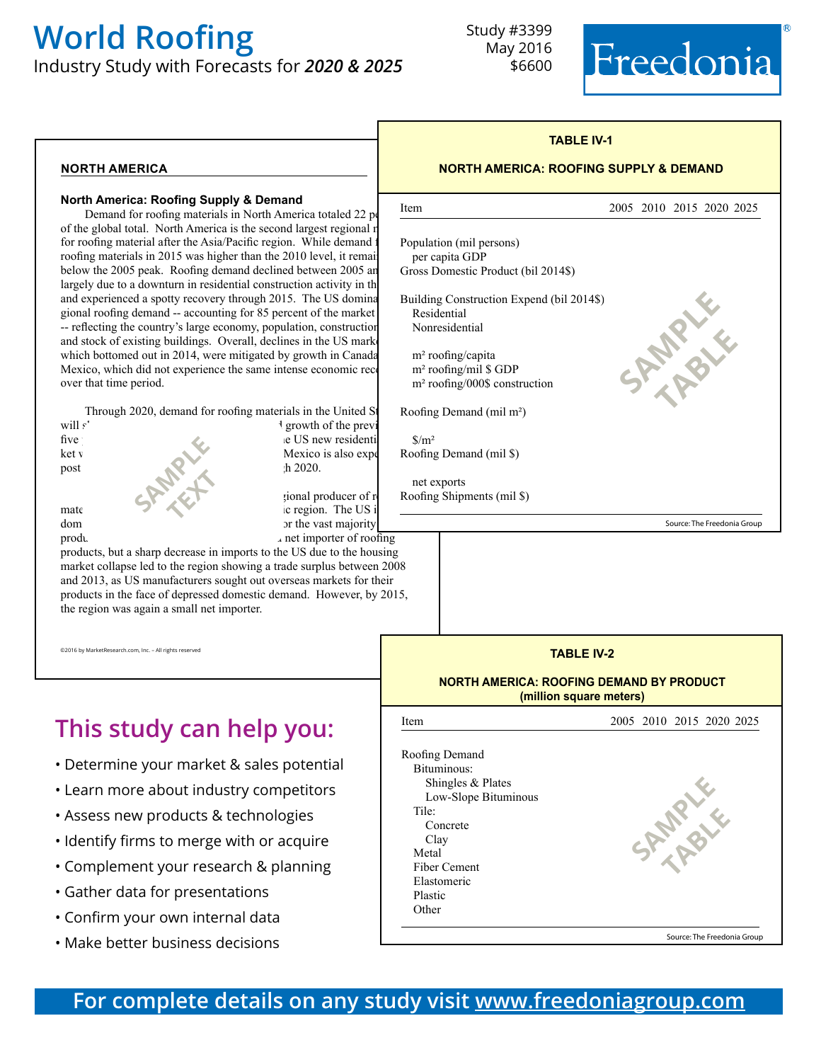# World Roofing

Industry Study with Forecasts for ***2020 & 2025***

Study #3399
May 2016
$6600

Freedonia®

## NORTH AMERICA

### North America: Roofing Supply & Demand

Demand for roofing materials in North America totaled 22 p of the global total. North America is the second largest regional r for roofing material after the Asia/Pacific region. While demand f roofing materials in 2015 was higher than the 2010 level, it remai below the 2005 peak. Roofing demand declined between 2005 an largely due to a downturn in residential construction activity in th and experienced a spotty recovery through 2015. The US domina gional roofing demand -- accounting for 85 percent of the market -- reflecting the country's large economy, population, constructior and stock of existing buildings. Overall, declines in the US mark which bottomed out in 2014, were mitigated by growth in Canada Mexico, which did not experience the same intense economic rec over that time period.

Through 2020, demand for roofing materials in the United St will s[...] growth of the previ five [...] e US new residenti ket v[...] Mexico is also expe post[...] h 2020.

SAMPLE TEXT

[...]gional producer of r mate[...]ic region. The US i dom[...]or the vast majority produ[...] net importer of roofing products, but a sharp decrease in imports to the US due to the housing market collapse led to the region showing a trade surplus between 2008 and 2013, as US manufacturers sought out overseas markets for their products in the face of depressed domestic demand. However, by 2015, the region was again a small net importer.

©2016 by MarketResearch.com, Inc. – All rights reserved

**TABLE IV-1**

**NORTH AMERICA: ROOFING SUPPLY & DEMAND**

| Item | 2005 | 2010 | 2015 | 2020 | 2025 |
|---|---|---|---|---|---|
| Population (mil persons) | | | | | |
| per capita GDP | | | | | |
| Gross Domestic Product (bil 2014$) | | | | | |
| Building Construction Expend (bil 2014$) | | | | | |
| Residential | | | | | |
| Nonresidential | | | | | |
| m² roofing/capita | | | | | |
| m² roofing/mil $ GDP | | | | | |
| m² roofing/000$ construction | | | | | |
| Roofing Demand (mil m²) | | | | | |
| $/m² | | | | | |
| Roofing Demand (mil $) | | | | | |
| net exports | | | | | |
| Roofing Shipments (mil $) | | | | | |

SAMPLE TABLE

Source: The Freedonia Group

**TABLE IV-2**

**NORTH AMERICA: ROOFING DEMAND BY PRODUCT (million square meters)**

| Item | 2005 | 2010 | 2015 | 2020 | 2025 |
|---|---|---|---|---|---|
| Roofing Demand | | | | | |
| Bituminous: | | | | | |
| Shingles & Plates | | | | | |
| Low-Slope Bituminous | | | | | |
| Tile: | | | | | |
| Concrete | | | | | |
| Clay | | | | | |
| Metal | | | | | |
| Fiber Cement | | | | | |
| Elastomeric | | | | | |
| Plastic | | | | | |
| Other | | | | | |

SAMPLE TABLE

Source: The Freedonia Group

## This study can help you:

- Determine your market & sales potential
- Learn more about industry competitors
- Assess new products & technologies
- Identify firms to merge with or acquire
- Complement your research & planning
- Gather data for presentations
- Confirm your own internal data
- Make better business decisions

**For complete details on any study visit www.freedoniagroup.com**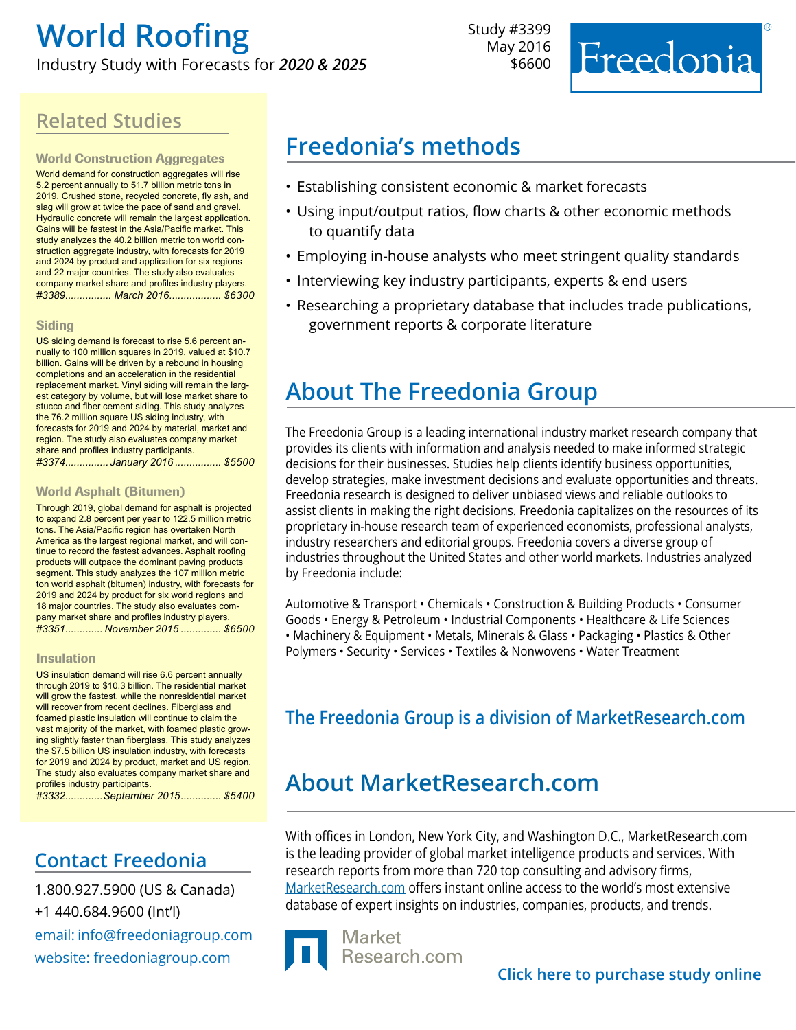# World Roofing

Industry Study with Forecasts for ***2020 & 2025***

Study #3399
May 2016
$6600

## Related Studies

### World Construction Aggregates

World demand for construction aggregates will rise 5.2 percent annually to 51.7 billion metric tons in 2019. Crushed stone, recycled concrete, fly ash, and slag will grow at twice the pace of sand and gravel. Hydraulic concrete will remain the largest application. Gains will be fastest in the Asia/Pacific market. This study analyzes the 40.2 billion metric ton world construction aggregate industry, with forecasts for 2019 and 2024 by product and application for six regions and 22 major countries. The study also evaluates company market share and profiles industry players.

*#3389................ March 2016.................. $6300*

### Siding

US siding demand is forecast to rise 5.6 percent annually to 100 million squares in 2019, valued at $10.7 billion. Gains will be driven by a rebound in housing completions and an acceleration in the residential replacement market. Vinyl siding will remain the largest category by volume, but will lose market share to stucco and fiber cement siding. This study analyzes the 76.2 million square US siding industry, with forecasts for 2019 and 2024 by material, market and region. The study also evaluates company market share and profiles industry participants.

*#3374............... January 2016 ................ $5500*

### World Asphalt (Bitumen)

Through 2019, global demand for asphalt is projected to expand 2.8 percent per year to 122.5 million metric tons. The Asia/Pacific region has overtaken North America as the largest regional market, and will continue to record the fastest advances. Asphalt roofing products will outpace the dominant paving products segment. This study analyzes the 107 million metric ton world asphalt (bitumen) industry, with forecasts for 2019 and 2024 by product for six world regions and 18 major countries. The study also evaluates company market share and profiles industry players.

*#3351............ November 2015 ............. $6500*

### Insulation

US insulation demand will rise 6.6 percent annually through 2019 to $10.3 billion. The residential market will grow the fastest, while the nonresidential market will recover from recent declines. Fiberglass and foamed plastic insulation will continue to claim the vast majority of the market, with foamed plastic growing slightly faster than fiberglass. This study analyzes the $7.5 billion US insulation industry, with forecasts for 2019 and 2024 by product, market and US region. The study also evaluates company market share and profiles industry participants.

*#3332.............September 2015............. $5400*

## Contact Freedonia

1.800.927.5900 (US & Canada)
+1 440.684.9600 (Int'l)
email: info@freedoniagroup.com
website: freedoniagroup.com

## Freedonia's methods

- Establishing consistent economic & market forecasts
- Using input/output ratios, flow charts & other economic methods to quantify data
- Employing in-house analysts who meet stringent quality standards
- Interviewing key industry participants, experts & end users
- Researching a proprietary database that includes trade publications, government reports & corporate literature

## About The Freedonia Group

The Freedonia Group is a leading international industry market research company that provides its clients with information and analysis needed to make informed strategic decisions for their businesses. Studies help clients identify business opportunities, develop strategies, make investment decisions and evaluate opportunities and threats. Freedonia research is designed to deliver unbiased views and reliable outlooks to assist clients in making the right decisions. Freedonia capitalizes on the resources of its proprietary in-house research team of experienced economists, professional analysts, industry researchers and editorial groups. Freedonia covers a diverse group of industries throughout the United States and other world markets. Industries analyzed by Freedonia include:

Automotive & Transport • Chemicals • Construction & Building Products • Consumer Goods • Energy & Petroleum • Industrial Components • Healthcare & Life Sciences • Machinery & Equipment • Metals, Minerals & Glass • Packaging • Plastics & Other Polymers • Security • Services • Textiles & Nonwovens • Water Treatment

### The Freedonia Group is a division of MarketResearch.com

## About MarketResearch.com

With offices in London, New York City, and Washington D.C., MarketResearch.com is the leading provider of global market intelligence products and services. With research reports from more than 720 top consulting and advisory firms, MarketResearch.com offers instant online access to the world's most extensive database of expert insights on industries, companies, products, and trends.

**Click here to purchase study online**